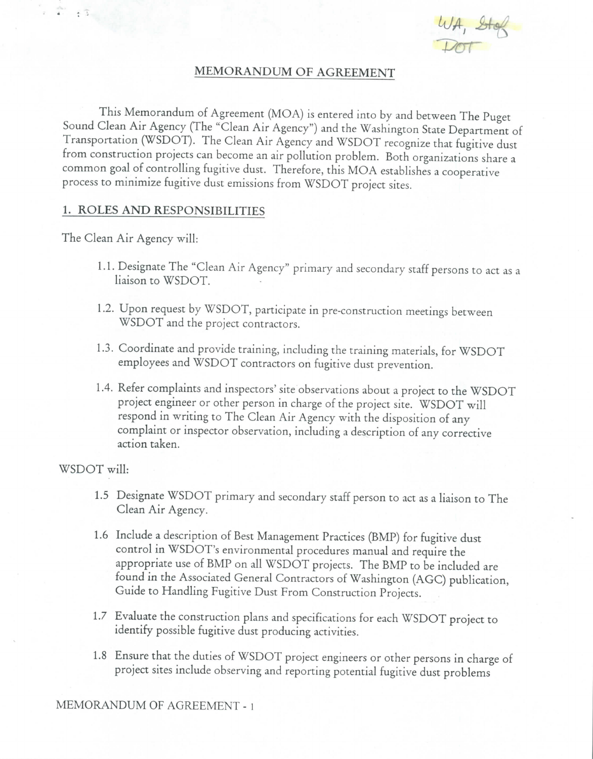WA, St of DOT

# MEMORANDUM OF AGREEMENT

This Memorandum of Agreement (MOA) is entered into by and between The Puget Sound Clean Air Agency (The "Clean Air Agency") and the Washington State Department of Transportation (WSDOT). The Clean Air Agency and WSDOT recognize that fugitive dust from construction projects can become an air pollution problem. Both organizations share a common goal of controlling fugitive dust. Therefore, this MOA establishes a cooperative process to minimize fugitive dust emissions from WSDOT project sites.

## 1. ROLES AND RESPONSIBILITIES

The Clean Air Agency will:

1.1. Designate The "Clean Air Agency" primary and secondary staff persons to act as a liaison to WSDOT.

1.2. Upon request by WSDOT, participate in pre-construction meetings between WSDOT and the project contractors.

1.3. Coordinate and provide training, including the training materials, for WSDOT employees and WSDOT contractors on fugitive dust prevention.

1.4. Refer complaints and inspectors' site observations about a project to the WSDOT project engineer or other person in charge of the project site. WSDOT will respond in writing to The Clean Air Agency with the disposition of any complaint or inspector observation, including a description of any corrective action taken.

WSDOT will:

1.5 Designate WSDOT primary and secondary staff person to act as a liaison to The Clean Air Agency.

1.6 Include a description of Best Management Practices (BMP) for fugitive dust control in WSDOT's environmental procedures manual and require the appropriate use of BMP on all WSDOT projects. The BMP to be included are found in the Associated General Contractors of Washington (AGC) publication, Guide to Handling Fugitive Dust From Construction Projects.

1.7 Evaluate the construction plans and specifications for each WSDOT project to identify possible fugitive dust producing activities.

1.8 Ensure that the duties of WSDOT project engineers or other persons in charge of project sites include observing and reporting potential fugitive dust problems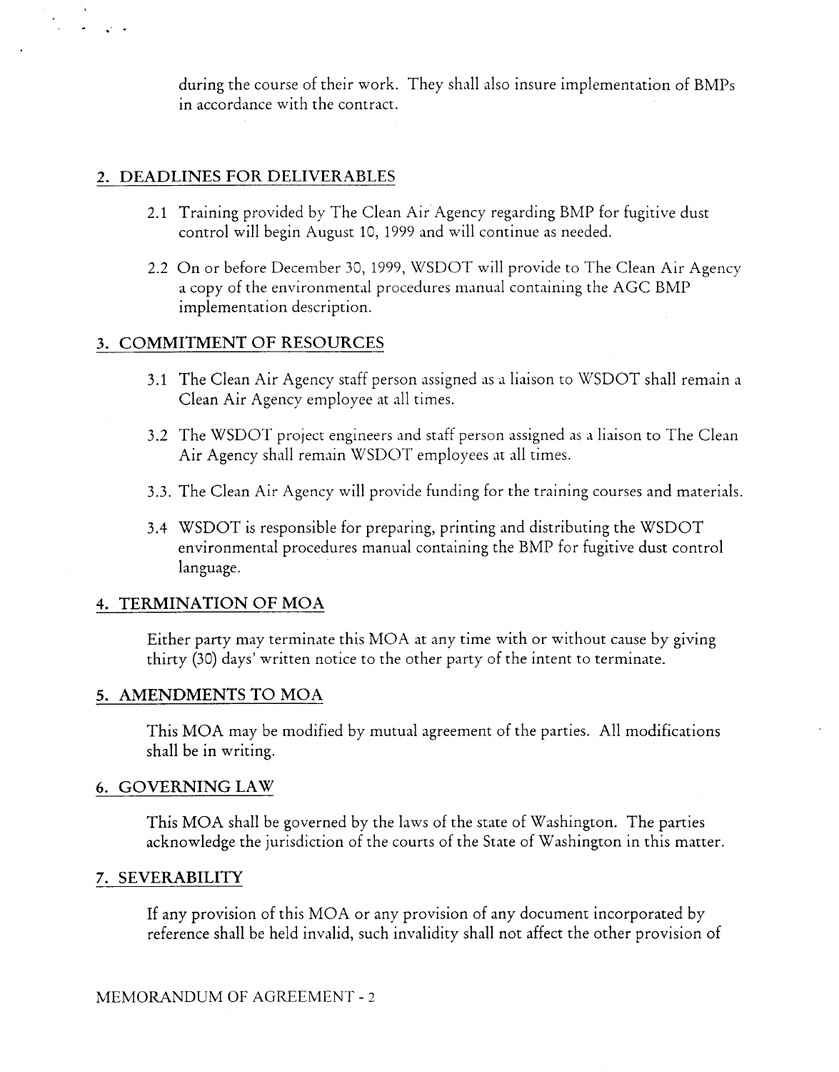during the course of their work. They shall also insure implementation of BMPs in accordance with the contract.

## 2. DEADLINES FOR DELIVERABLES

2.1 Training provided by The Clean Air Agency regarding BMP for fugitive dust control will begin August 10, 1999 and will continue as needed.

2.2 On or before December 30, 1999, WSDOT will provide to The Clean Air Agency a copy of the environmental procedures manual containing the AGC BMP implementation description.

## 3. COMMITMENT OF RESOURCES

3.1 The Clean Air Agency staff person assigned as a liaison to WSDOT shall remain a Clean Air Agency employee at all times.

3.2 The WSDOT project engineers and staff person assigned as a liaison to The Clean Air Agency shall remain WSDOT employees at all times.

3.3. The Clean Air Agency will provide funding for the training courses and materials.

3.4 WSDOT is responsible for preparing, printing and distributing the WSDOT environmental procedures manual containing the BMP for fugitive dust control language.

## 4. TERMINATION OF MOA

Either party may terminate this MOA at any time with or without cause by giving thirty (30) days' written notice to the other party of the intent to terminate.

## 5. AMENDMENTS TO MOA

This MOA may be modified by mutual agreement of the parties. All modifications shall be in writing.

## 6. GOVERNING LAW

This MOA shall be governed by the laws of the state of Washington. The parties acknowledge the jurisdiction of the courts of the State of Washington in this matter.

## 7. SEVERABILITY

If any provision of this MOA or any provision of any document incorporated by reference shall be held invalid, such invalidity shall not affect the other provision of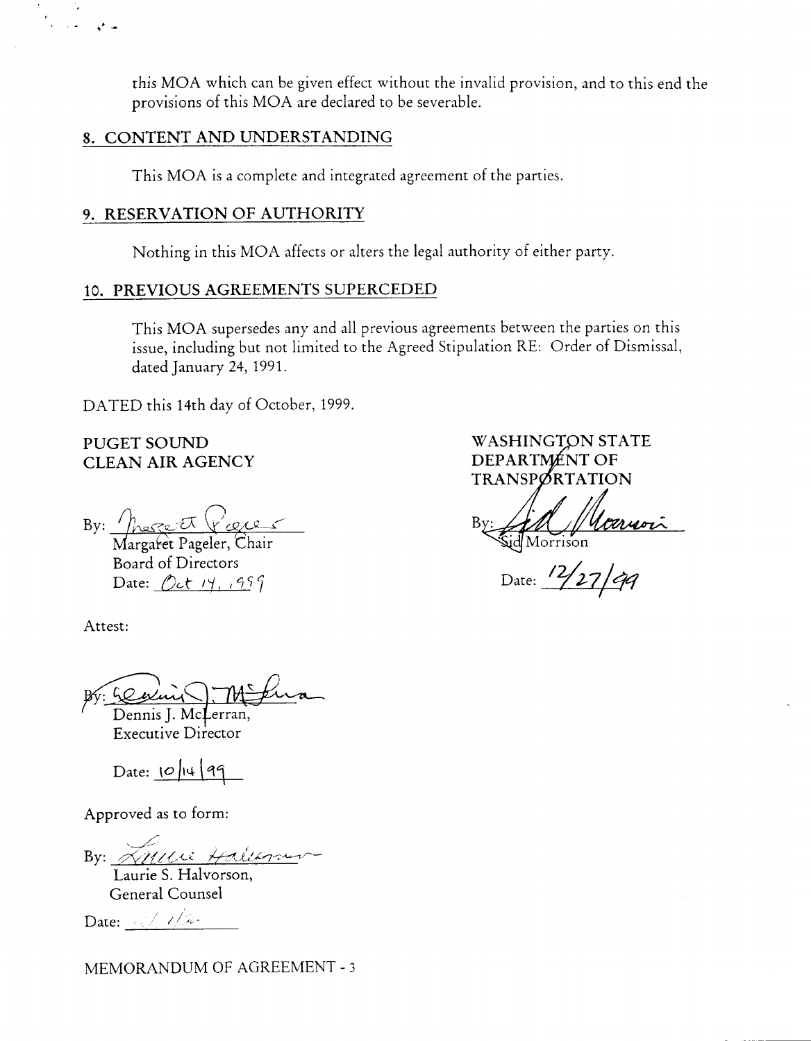this MOA which can be given effect without the invalid provision, and to this end the provisions of this MOA are declared to be severable.

## 8. CONTENT AND UNDERSTANDING

This MOA is a complete and integrated agreement of the parties.

## 9. RESERVATION OF AUTHORITY

Nothing in this MOA affects or alters the legal authority of either party.

## 10. PREVIOUS AGREEMENTS SUPERCEDED

This MOA supersedes any and all previous agreements between the parties on this issue, including but not limited to the Agreed Stipulation RE: Order of Dismissal, dated January 24, 1991.

DATED this 14th day of October, 1999.

PUGET SOUND
CLEAN AIR AGENCY

By: Margaret Pageler
Margaret Pageler, Chair
Board of Directors
Date: Oct 14, 1999

WASHINGTON STATE
DEPARTMENT OF
TRANSPORTATION

By: Sid Morrison
Sid Morrison

Date: 12/27/99

Attest:

By: Dennis J. McLerran
Dennis J. McLerran,
Executive Director

Date: 10/14/99

Approved as to form:

By: Laurie Halvorson
Laurie S. Halvorson,
General Counsel

Date: 

MEMORANDUM OF AGREEMENT - 3